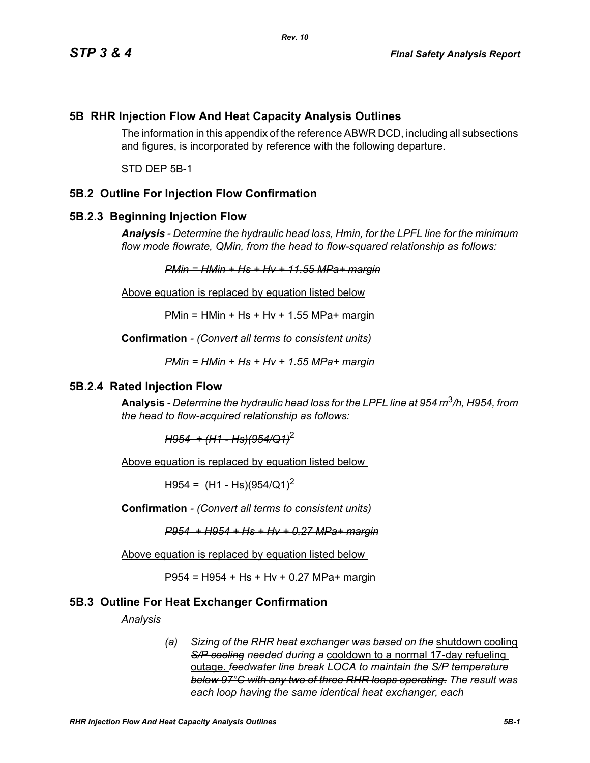## 5B RHR Injection Flow And Heat Capacity Analysis Outlines

The information in this appendix of the reference ABWR DCD, including all subsections and figures, is incorporated by reference with the following departure.

STD DEP 5B-1

## 5B.2 Outline For Injection Flow Confirmation

### 5B.2.3 Beginning Injection Flow

***Analysis*** *- Determine the hydraulic head loss, Hmin, for the LPFL line for the minimum flow mode flowrate, QMin, from the head to flow-squared relationship as follows:*

~~*PMin = HMin + Hs + Hv + 11.55 MPa+ margin*~~

Above equation is replaced by equation listed below

PMin = HMin + Hs + Hv + 1.55 MPa+ margin

**Confirmation** - *(Convert all terms to consistent units)*

*PMin = HMin + Hs + Hv + 1.55 MPa+ margin*

### 5B.2.4 Rated Injection Flow

**Analysis** - *Determine the hydraulic head loss for the LPFL line at 954 $m^3/h$, H954, from the head to flow-acquired relationship as follows:*

~~*H954 + (H1 - Hs)(954/Q1)*~~$^2$

Above equation is replaced by equation listed below

H954 = (H1 - Hs)(954/Q1)$^2$

**Confirmation** - *(Convert all terms to consistent units)*

~~*P954 + H954 + Hs + Hv + 0.27 MPa+ margin*~~

Above equation is replaced by equation listed below

P954 = H954 + Hs + Hv + 0.27 MPa+ margin

## 5B.3 Outline For Heat Exchanger Confirmation

*Analysis*

(a) *Sizing of the RHR heat exchanger was based on the* shutdown cooling ~~*S/P cooling*~~ *needed during a* cooldown to a normal 17-day refueling outage. ~~*feedwater line break LOCA to maintain the S/P temperature below 97°C with any two of three RHR loops operating.*~~ *The result was each loop having the same identical heat exchanger, each*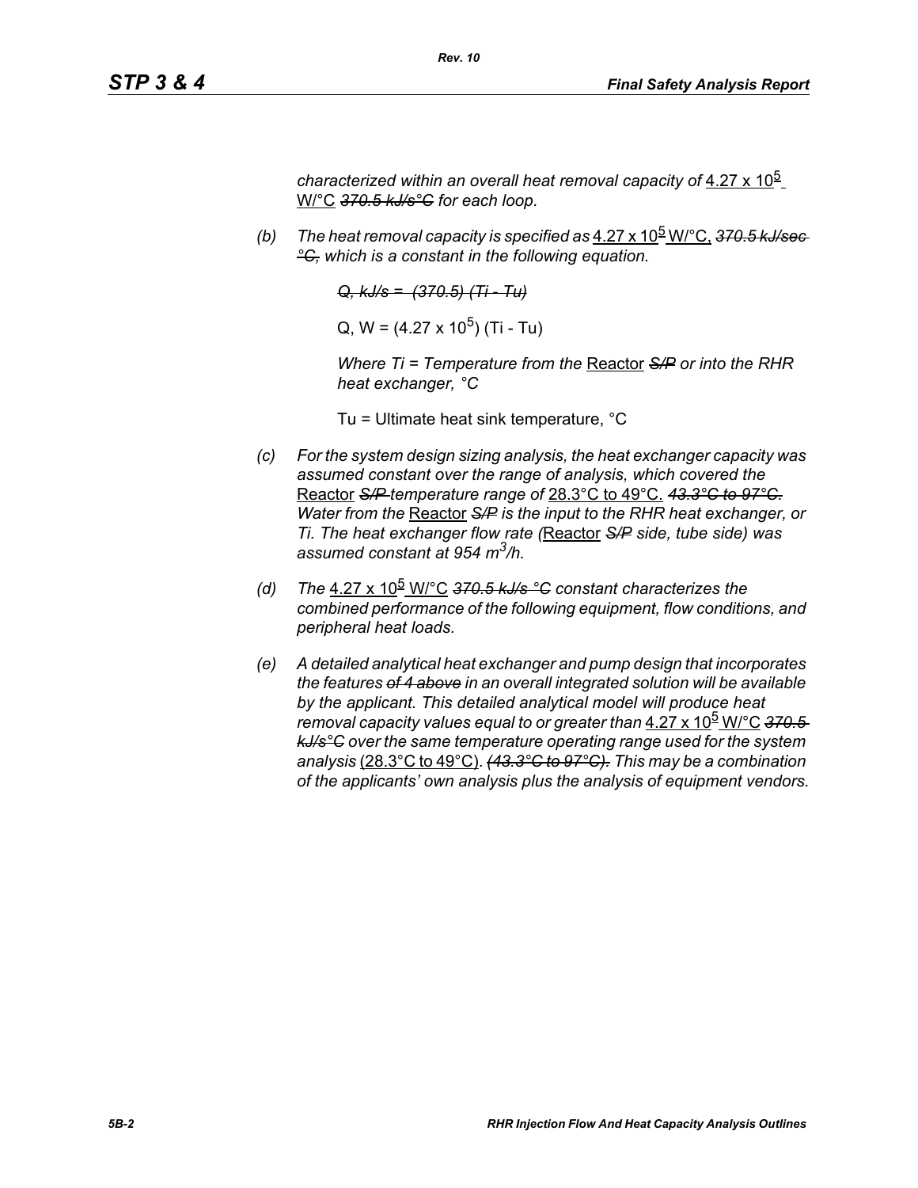*characterized within an overall heat removal capacity of* 4.27 x $10^5$ W/°C ~~*370.5 kJ/s°C*~~ *for each loop.*

*(b) The heat removal capacity is specified as* 4.27 x $10^5$ W/°C, ~~*370.5 kJ/sec °C,*~~ *which is a constant in the following equation.*

~~*Q, kJ/s = (370.5) (Ti - Tu)*~~

Q, W = (4.27 x $10^5$) (Ti - Tu)

*Where Ti = Temperature from the* Reactor ~~*S/P*~~ *or into the RHR heat exchanger, °C*

Tu = Ultimate heat sink temperature, °C

*(c) For the system design sizing analysis, the heat exchanger capacity was assumed constant over the range of analysis, which covered the* Reactor ~~*S/P*~~ *temperature range of* 28.3°C to 49°C. ~~*43.3°C to 97°C.*~~ *Water from the* Reactor ~~*S/P*~~ *is the input to the RHR heat exchanger, or Ti. The heat exchanger flow rate (*Reactor ~~*S/P*~~ *side, tube side) was assumed constant at 954 $m^3$/h.*

*(d) The* 4.27 x $10^5$ W/°C ~~*370.5 kJ/s °C*~~ *constant characterizes the combined performance of the following equipment, flow conditions, and peripheral heat loads.*

*(e) A detailed analytical heat exchanger and pump design that incorporates the features* ~~*of 4 above*~~ *in an overall integrated solution will be available by the applicant. This detailed analytical model will produce heat removal capacity values equal to or greater than* 4.27 x $10^5$ W/°C ~~*370.5 kJ/s°C*~~ *over the same temperature operating range used for the system analysis* (28.3°C to 49°C). ~~*(43.3°C to 97°C).*~~ *This may be a combination of the applicants' own analysis plus the analysis of equipment vendors.*